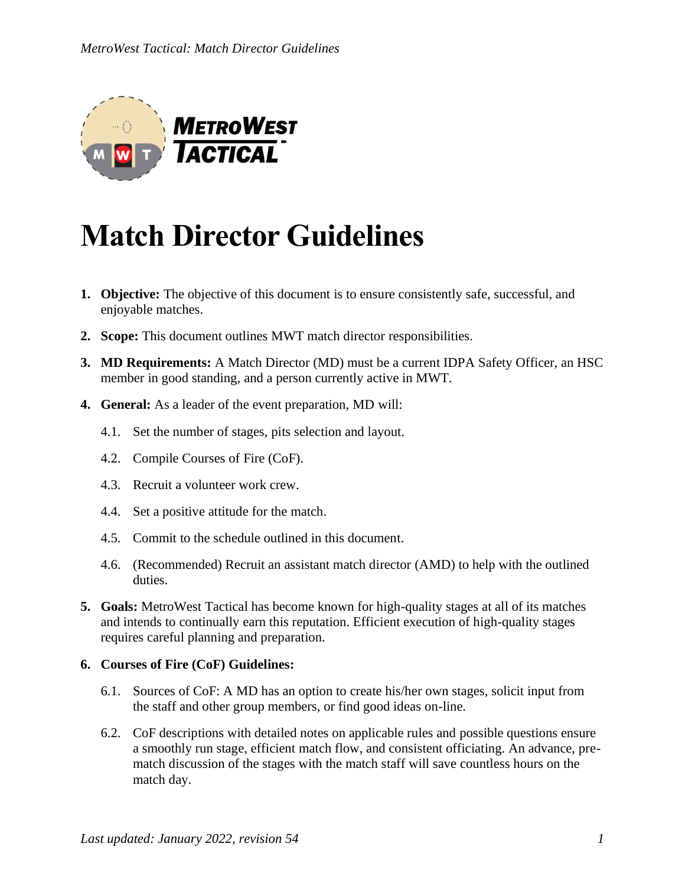# Match Director Guidelines

1. **Objective:** The objective of this document is to ensure consistently safe, successful, and enjoyable matches.

2. **Scope:** This document outlines MWT match director responsibilities.

3. **MD Requirements:** A Match Director (MD) must be a current IDPA Safety Officer, an HSC member in good standing, and a person currently active in MWT.

4. **General:** As a leader of the event preparation, MD will:

   4.1. Set the number of stages, pits selection and layout.

   4.2. Compile Courses of Fire (CoF).

   4.3. Recruit a volunteer work crew.

   4.4. Set a positive attitude for the match.

   4.5. Commit to the schedule outlined in this document.

   4.6. (Recommended) Recruit an assistant match director (AMD) to help with the outlined duties.

5. **Goals:** MetroWest Tactical has become known for high-quality stages at all of its matches and intends to continually earn this reputation. Efficient execution of high-quality stages requires careful planning and preparation.

6. **Courses of Fire (CoF) Guidelines:**

   6.1. Sources of CoF: A MD has an option to create his/her own stages, solicit input from the staff and other group members, or find good ideas on-line.

   6.2. CoF descriptions with detailed notes on applicable rules and possible questions ensure a smoothly run stage, efficient match flow, and consistent officiating. An advance, pre-match discussion of the stages with the match staff will save countless hours on the match day.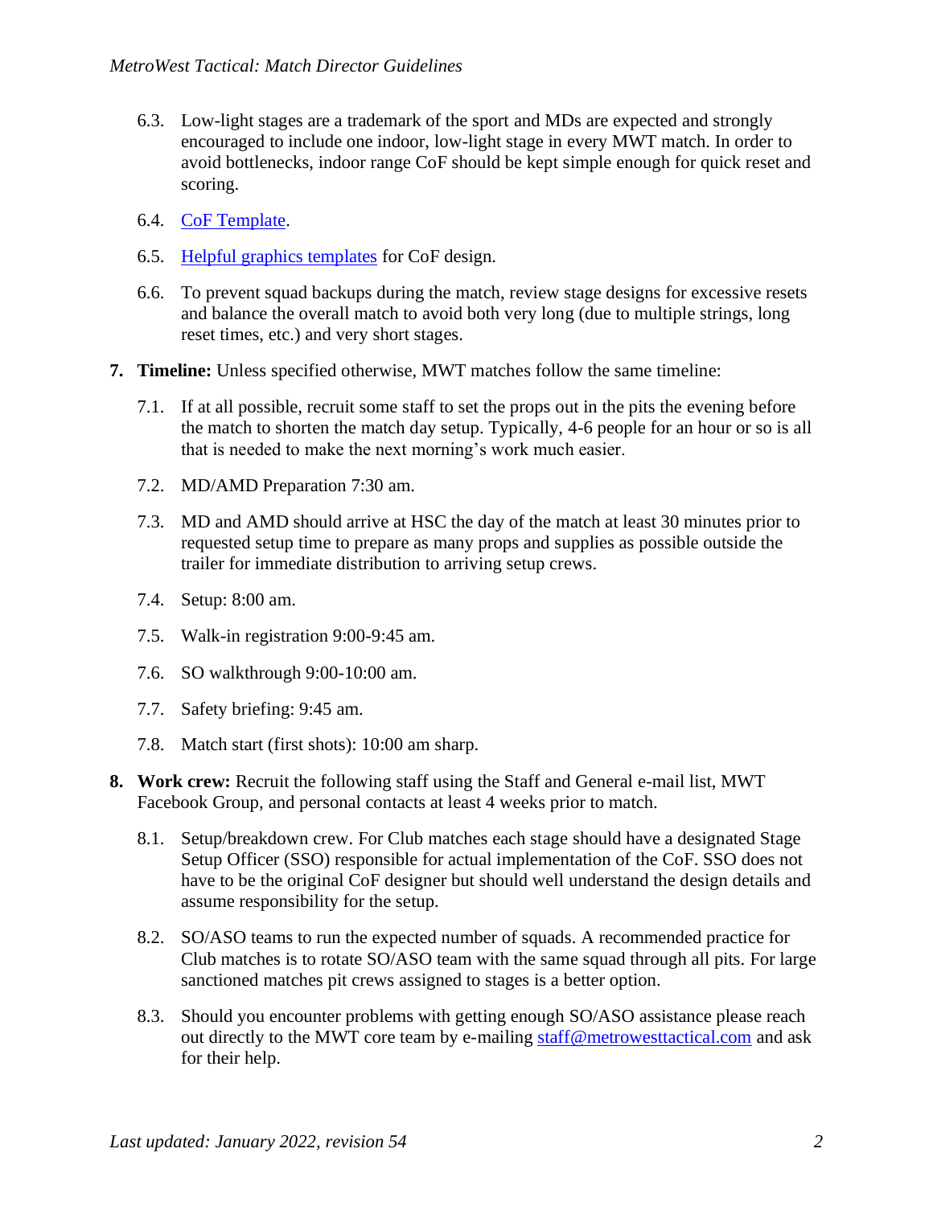6.3. Low-light stages are a trademark of the sport and MDs are expected and strongly encouraged to include one indoor, low-light stage in every MWT match. In order to avoid bottlenecks, indoor range CoF should be kept simple enough for quick reset and scoring.

6.4. [CoF Template](#).

6.5. [Helpful graphics templates](#) for CoF design.

6.6. To prevent squad backups during the match, review stage designs for excessive resets and balance the overall match to avoid both very long (due to multiple strings, long reset times, etc.) and very short stages.

7. **Timeline:** Unless specified otherwise, MWT matches follow the same timeline:

   7.1. If at all possible, recruit some staff to set the props out in the pits the evening before the match to shorten the match day setup. Typically, 4-6 people for an hour or so is all that is needed to make the next morning's work much easier.

   7.2. MD/AMD Preparation 7:30 am.

   7.3. MD and AMD should arrive at HSC the day of the match at least 30 minutes prior to requested setup time to prepare as many props and supplies as possible outside the trailer for immediate distribution to arriving setup crews.

   7.4. Setup: 8:00 am.

   7.5. Walk-in registration 9:00-9:45 am.

   7.6. SO walkthrough 9:00-10:00 am.

   7.7. Safety briefing: 9:45 am.

   7.8. Match start (first shots): 10:00 am sharp.

8. **Work crew:** Recruit the following staff using the Staff and General e-mail list, MWT Facebook Group, and personal contacts at least 4 weeks prior to match.

   8.1. Setup/breakdown crew. For Club matches each stage should have a designated Stage Setup Officer (SSO) responsible for actual implementation of the CoF. SSO does not have to be the original CoF designer but should well understand the design details and assume responsibility for the setup.

   8.2. SO/ASO teams to run the expected number of squads. A recommended practice for Club matches is to rotate SO/ASO team with the same squad through all pits. For large sanctioned matches pit crews assigned to stages is a better option.

   8.3. Should you encounter problems with getting enough SO/ASO assistance please reach out directly to the MWT core team by e-mailing [staff@metrowesttactical.com](mailto:staff@metrowesttactical.com) and ask for their help.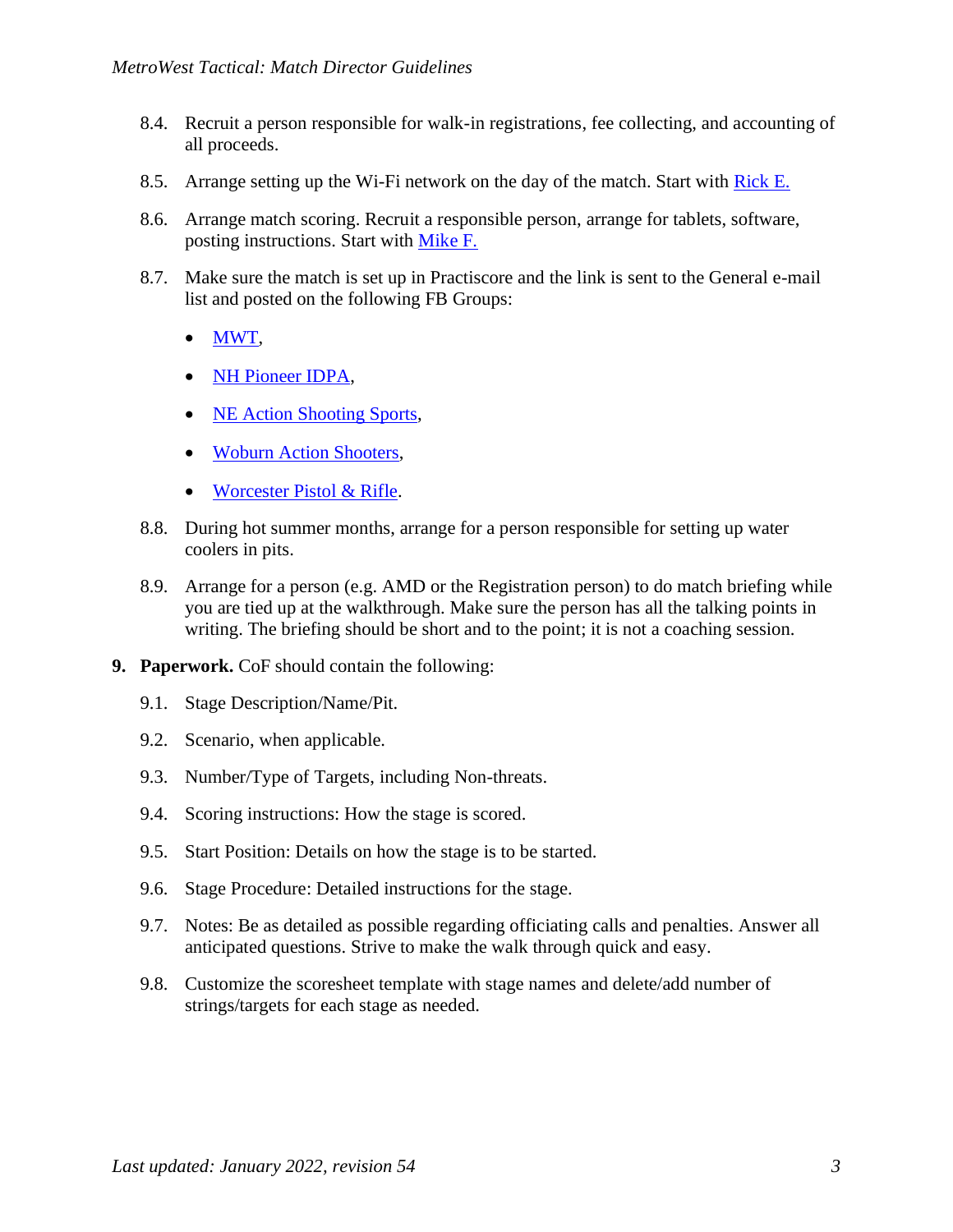8.4. Recruit a person responsible for walk-in registrations, fee collecting, and accounting of all proceeds.

8.5. Arrange setting up the Wi-Fi network on the day of the match. Start with Rick E.

8.6. Arrange match scoring. Recruit a responsible person, arrange for tablets, software, posting instructions. Start with Mike F.

8.7. Make sure the match is set up in Practiscore and the link is sent to the General e-mail list and posted on the following FB Groups:

- MWT,
- NH Pioneer IDPA,
- NE Action Shooting Sports,
- Woburn Action Shooters,
- Worcester Pistol & Rifle.

8.8. During hot summer months, arrange for a person responsible for setting up water coolers in pits.

8.9. Arrange for a person (e.g. AMD or the Registration person) to do match briefing while you are tied up at the walkthrough. Make sure the person has all the talking points in writing. The briefing should be short and to the point; it is not a coaching session.

**9. Paperwork.** CoF should contain the following:

9.1. Stage Description/Name/Pit.

9.2. Scenario, when applicable.

9.3. Number/Type of Targets, including Non-threats.

9.4. Scoring instructions: How the stage is scored.

9.5. Start Position: Details on how the stage is to be started.

9.6. Stage Procedure: Detailed instructions for the stage.

9.7. Notes: Be as detailed as possible regarding officiating calls and penalties. Answer all anticipated questions. Strive to make the walk through quick and easy.

9.8. Customize the scoresheet template with stage names and delete/add number of strings/targets for each stage as needed.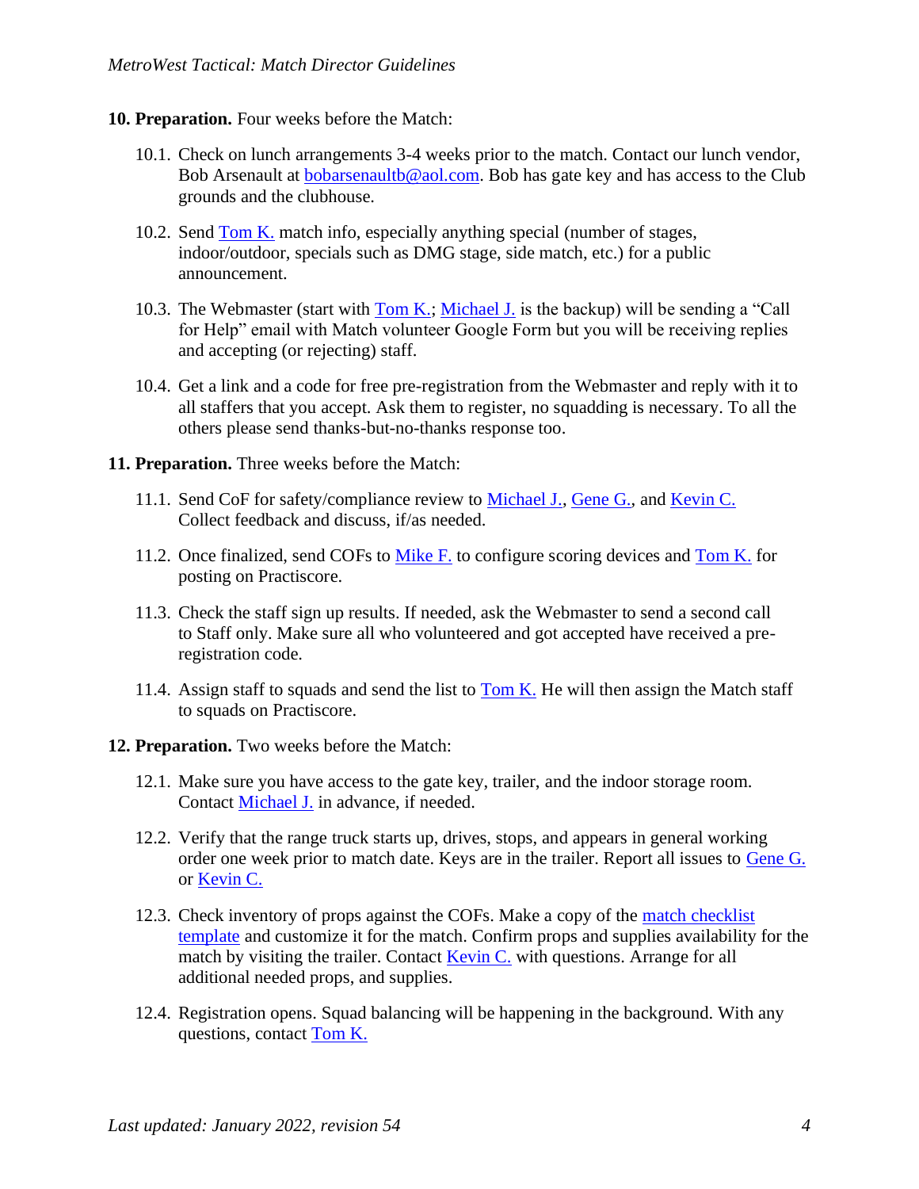**10. Preparation.** Four weeks before the Match:

10.1. Check on lunch arrangements 3-4 weeks prior to the match. Contact our lunch vendor, Bob Arsenault at bobarsenaultb@aol.com. Bob has gate key and has access to the Club grounds and the clubhouse.

10.2. Send Tom K. match info, especially anything special (number of stages, indoor/outdoor, specials such as DMG stage, side match, etc.) for a public announcement.

10.3. The Webmaster (start with Tom K.; Michael J. is the backup) will be sending a "Call for Help" email with Match volunteer Google Form but you will be receiving replies and accepting (or rejecting) staff.

10.4. Get a link and a code for free pre-registration from the Webmaster and reply with it to all staffers that you accept. Ask them to register, no squadding is necessary. To all the others please send thanks-but-no-thanks response too.

**11. Preparation.** Three weeks before the Match:

11.1. Send CoF for safety/compliance review to Michael J., Gene G., and Kevin C. Collect feedback and discuss, if/as needed.

11.2. Once finalized, send COFs to Mike F. to configure scoring devices and Tom K. for posting on Practiscore.

11.3. Check the staff sign up results. If needed, ask the Webmaster to send a second call to Staff only. Make sure all who volunteered and got accepted have received a pre-registration code.

11.4. Assign staff to squads and send the list to Tom K. He will then assign the Match staff to squads on Practiscore.

**12. Preparation.** Two weeks before the Match:

12.1. Make sure you have access to the gate key, trailer, and the indoor storage room. Contact Michael J. in advance, if needed.

12.2. Verify that the range truck starts up, drives, stops, and appears in general working order one week prior to match date. Keys are in the trailer. Report all issues to Gene G. or Kevin C.

12.3. Check inventory of props against the COFs. Make a copy of the match checklist template and customize it for the match. Confirm props and supplies availability for the match by visiting the trailer. Contact Kevin C. with questions. Arrange for all additional needed props, and supplies.

12.4. Registration opens. Squad balancing will be happening in the background. With any questions, contact Tom K.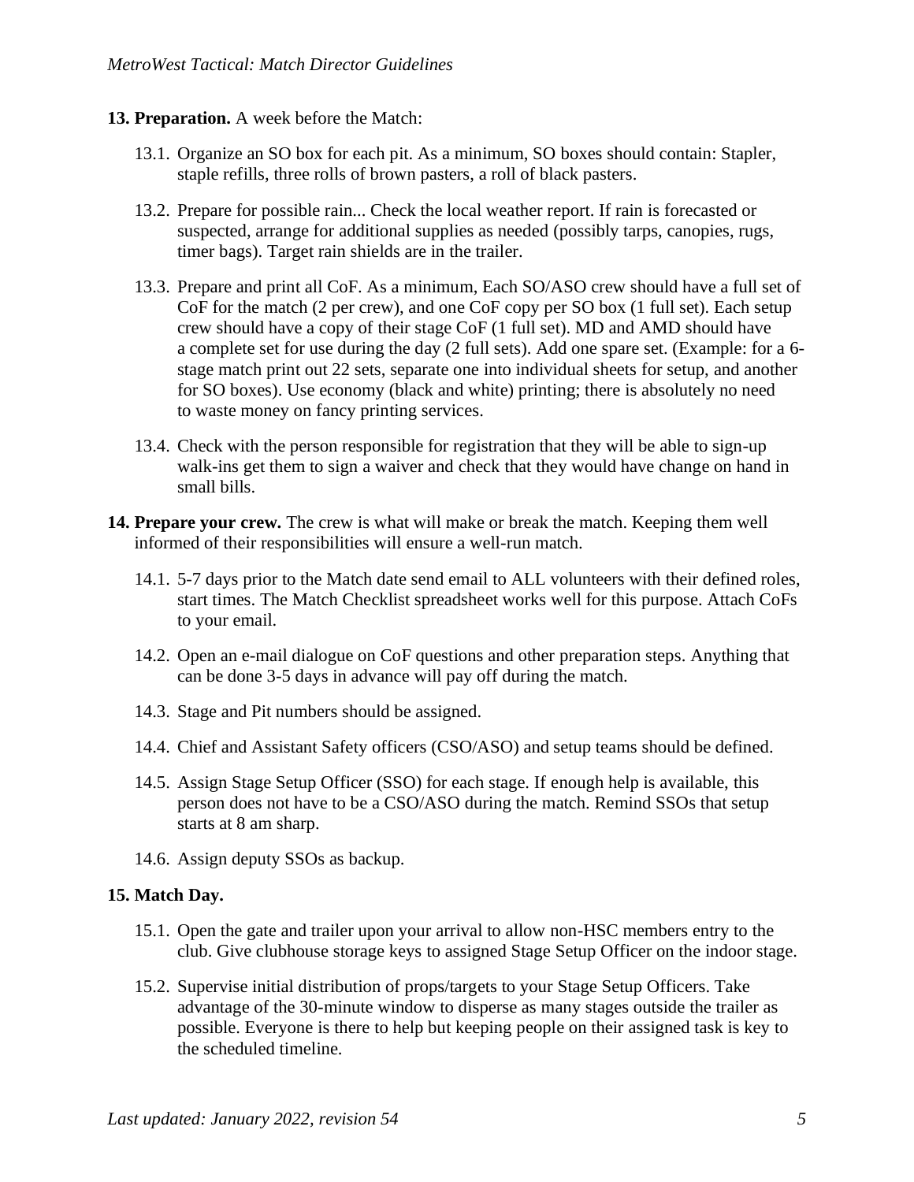**13. Preparation.** A week before the Match:

13.1. Organize an SO box for each pit. As a minimum, SO boxes should contain: Stapler, staple refills, three rolls of brown pasters, a roll of black pasters.

13.2. Prepare for possible rain... Check the local weather report. If rain is forecasted or suspected, arrange for additional supplies as needed (possibly tarps, canopies, rugs, timer bags). Target rain shields are in the trailer.

13.3. Prepare and print all CoF. As a minimum, Each SO/ASO crew should have a full set of CoF for the match (2 per crew), and one CoF copy per SO box (1 full set). Each setup crew should have a copy of their stage CoF (1 full set). MD and AMD should have a complete set for use during the day (2 full sets). Add one spare set. (Example: for a 6-stage match print out 22 sets, separate one into individual sheets for setup, and another for SO boxes). Use economy (black and white) printing; there is absolutely no need to waste money on fancy printing services.

13.4. Check with the person responsible for registration that they will be able to sign-up walk-ins get them to sign a waiver and check that they would have change on hand in small bills.

**14. Prepare your crew.** The crew is what will make or break the match. Keeping them well informed of their responsibilities will ensure a well-run match.

14.1. 5-7 days prior to the Match date send email to ALL volunteers with their defined roles, start times. The Match Checklist spreadsheet works well for this purpose. Attach CoFs to your email.

14.2. Open an e-mail dialogue on CoF questions and other preparation steps. Anything that can be done 3-5 days in advance will pay off during the match.

14.3. Stage and Pit numbers should be assigned.

14.4. Chief and Assistant Safety officers (CSO/ASO) and setup teams should be defined.

14.5. Assign Stage Setup Officer (SSO) for each stage. If enough help is available, this person does not have to be a CSO/ASO during the match. Remind SSOs that setup starts at 8 am sharp.

14.6. Assign deputy SSOs as backup.

**15. Match Day.**

15.1. Open the gate and trailer upon your arrival to allow non-HSC members entry to the club. Give clubhouse storage keys to assigned Stage Setup Officer on the indoor stage.

15.2. Supervise initial distribution of props/targets to your Stage Setup Officers. Take advantage of the 30-minute window to disperse as many stages outside the trailer as possible. Everyone is there to help but keeping people on their assigned task is key to the scheduled timeline.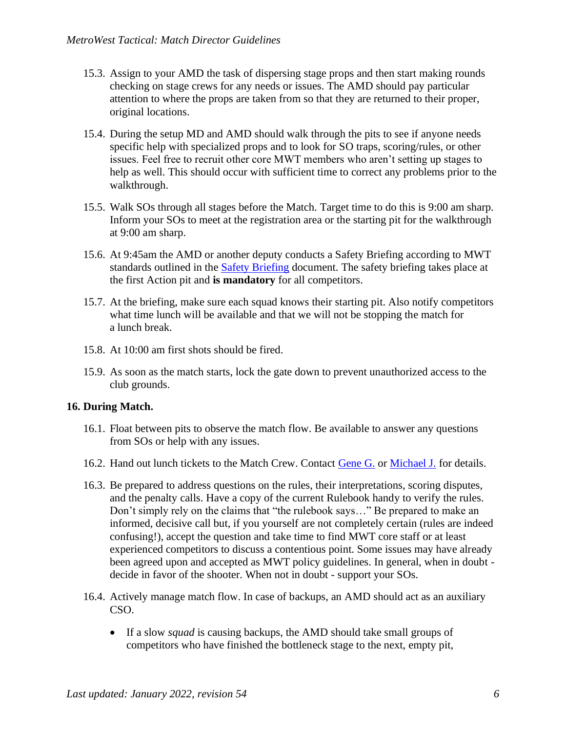15.3. Assign to your AMD the task of dispersing stage props and then start making rounds checking on stage crews for any needs or issues. The AMD should pay particular attention to where the props are taken from so that they are returned to their proper, original locations.

15.4. During the setup MD and AMD should walk through the pits to see if anyone needs specific help with specialized props and to look for SO traps, scoring/rules, or other issues. Feel free to recruit other core MWT members who aren't setting up stages to help as well. This should occur with sufficient time to correct any problems prior to the walkthrough.

15.5. Walk SOs through all stages before the Match. Target time to do this is 9:00 am sharp. Inform your SOs to meet at the registration area or the starting pit for the walkthrough at 9:00 am sharp.

15.6. At 9:45am the AMD or another deputy conducts a Safety Briefing according to MWT standards outlined in the [Safety Briefing]() document. The safety briefing takes place at the first Action pit and **is mandatory** for all competitors.

15.7. At the briefing, make sure each squad knows their starting pit. Also notify competitors what time lunch will be available and that we will not be stopping the match for a lunch break.

15.8. At 10:00 am first shots should be fired.

15.9. As soon as the match starts, lock the gate down to prevent unauthorized access to the club grounds.

**16. During Match.**

16.1. Float between pits to observe the match flow. Be available to answer any questions from SOs or help with any issues.

16.2. Hand out lunch tickets to the Match Crew. Contact [Gene G.]() or [Michael J.]() for details.

16.3. Be prepared to address questions on the rules, their interpretations, scoring disputes, and the penalty calls. Have a copy of the current Rulebook handy to verify the rules. Don't simply rely on the claims that "the rulebook says…" Be prepared to make an informed, decisive call but, if you yourself are not completely certain (rules are indeed confusing!), accept the question and take time to find MWT core staff or at least experienced competitors to discuss a contentious point. Some issues may have already been agreed upon and accepted as MWT policy guidelines. In general, when in doubt - decide in favor of the shooter. When not in doubt - support your SOs.

16.4. Actively manage match flow. In case of backups, an AMD should act as an auxiliary CSO.

- If a slow *squad* is causing backups, the AMD should take small groups of competitors who have finished the bottleneck stage to the next, empty pit,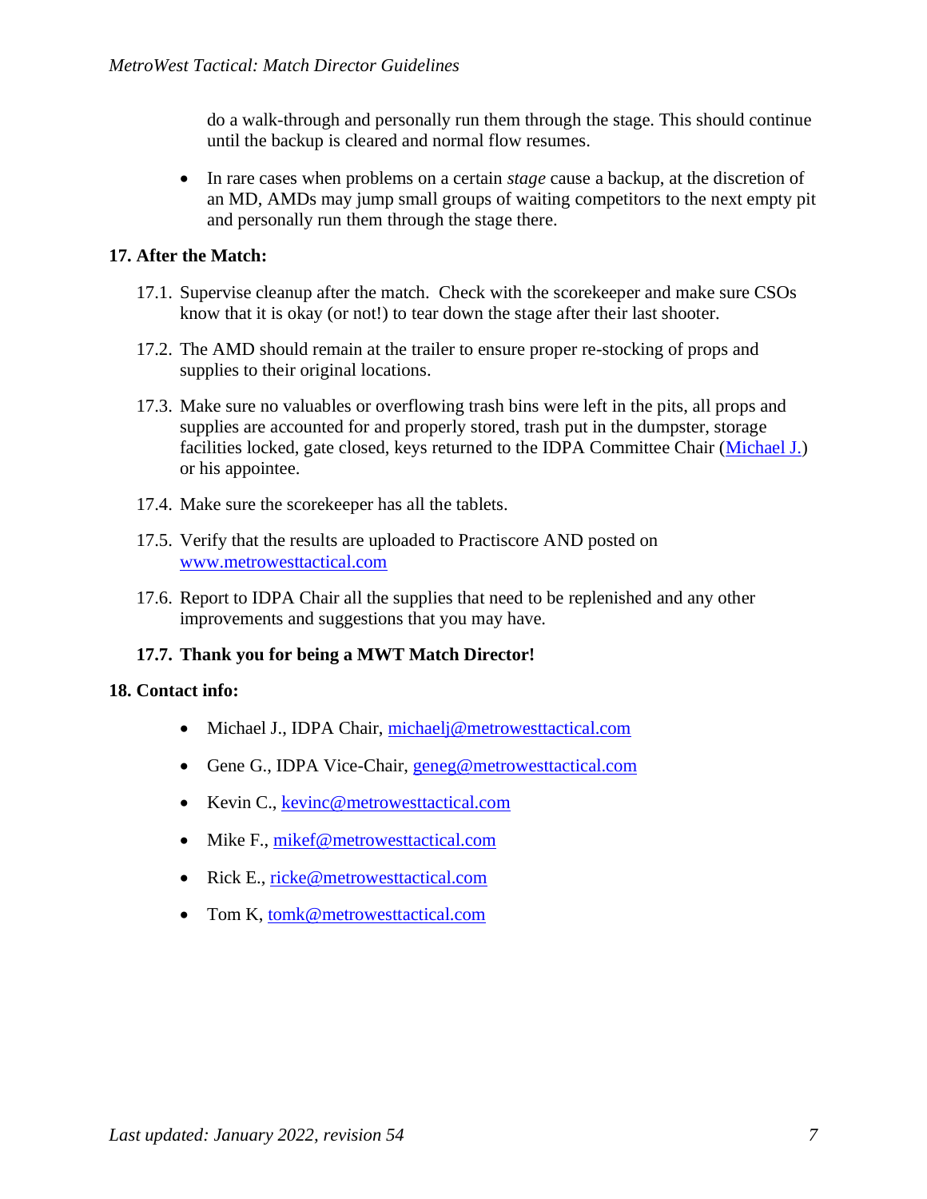do a walk-through and personally run them through the stage. This should continue until the backup is cleared and normal flow resumes.

- In rare cases when problems on a certain *stage* cause a backup, at the discretion of an MD, AMDs may jump small groups of waiting competitors to the next empty pit and personally run them through the stage there.

**17. After the Match:**

17.1. Supervise cleanup after the match. Check with the scorekeeper and make sure CSOs know that it is okay (or not!) to tear down the stage after their last shooter.

17.2. The AMD should remain at the trailer to ensure proper re-stocking of props and supplies to their original locations.

17.3. Make sure no valuables or overflowing trash bins were left in the pits, all props and supplies are accounted for and properly stored, trash put in the dumpster, storage facilities locked, gate closed, keys returned to the IDPA Committee Chair (Michael J.) or his appointee.

17.4. Make sure the scorekeeper has all the tablets.

17.5. Verify that the results are uploaded to Practiscore AND posted on www.metrowesttactical.com

17.6. Report to IDPA Chair all the supplies that need to be replenished and any other improvements and suggestions that you may have.

**17.7. Thank you for being a MWT Match Director!**

**18. Contact info:**

- Michael J., IDPA Chair, michaelj@metrowesttactical.com
- Gene G., IDPA Vice-Chair, geneg@metrowesttactical.com
- Kevin C., kevinc@metrowesttactical.com
- Mike F., mikef@metrowesttactical.com
- Rick E., ricke@metrowesttactical.com
- Tom K, tomk@metrowesttactical.com